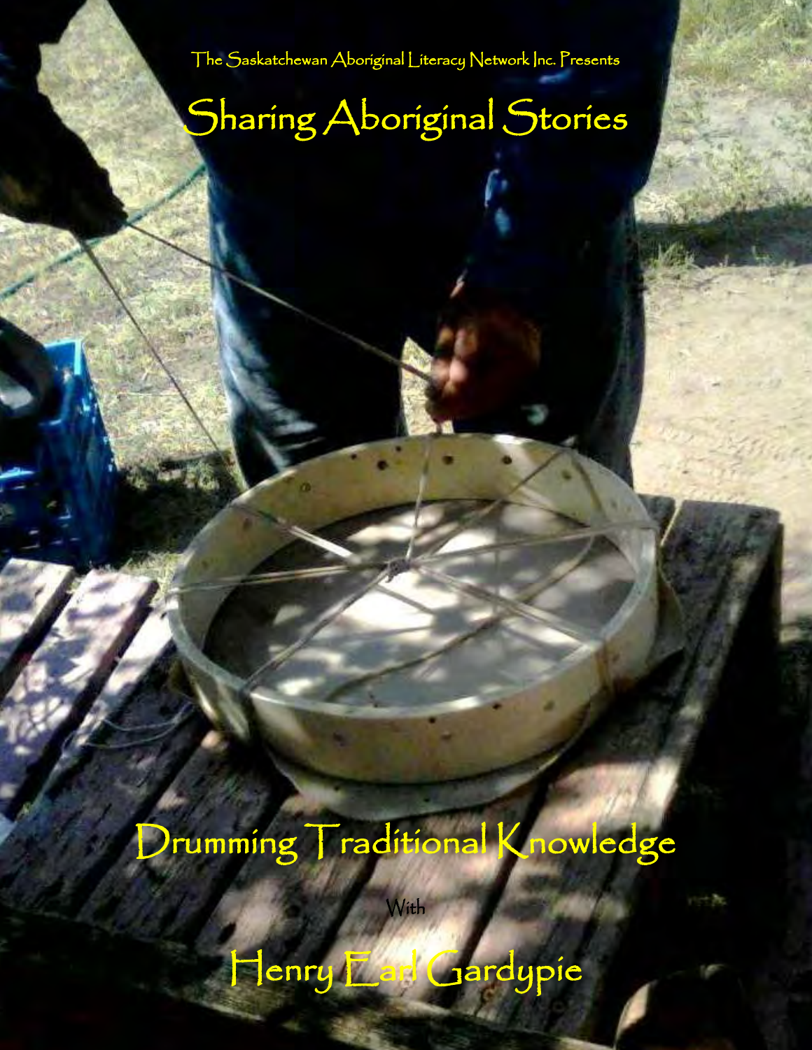The Saskatchewan Aboriginal Literacy Network Inc. Presents

# Sharing Aboriginal Stories

## Drumming Traditional Knowledge

With

## Henry Earl Gardypie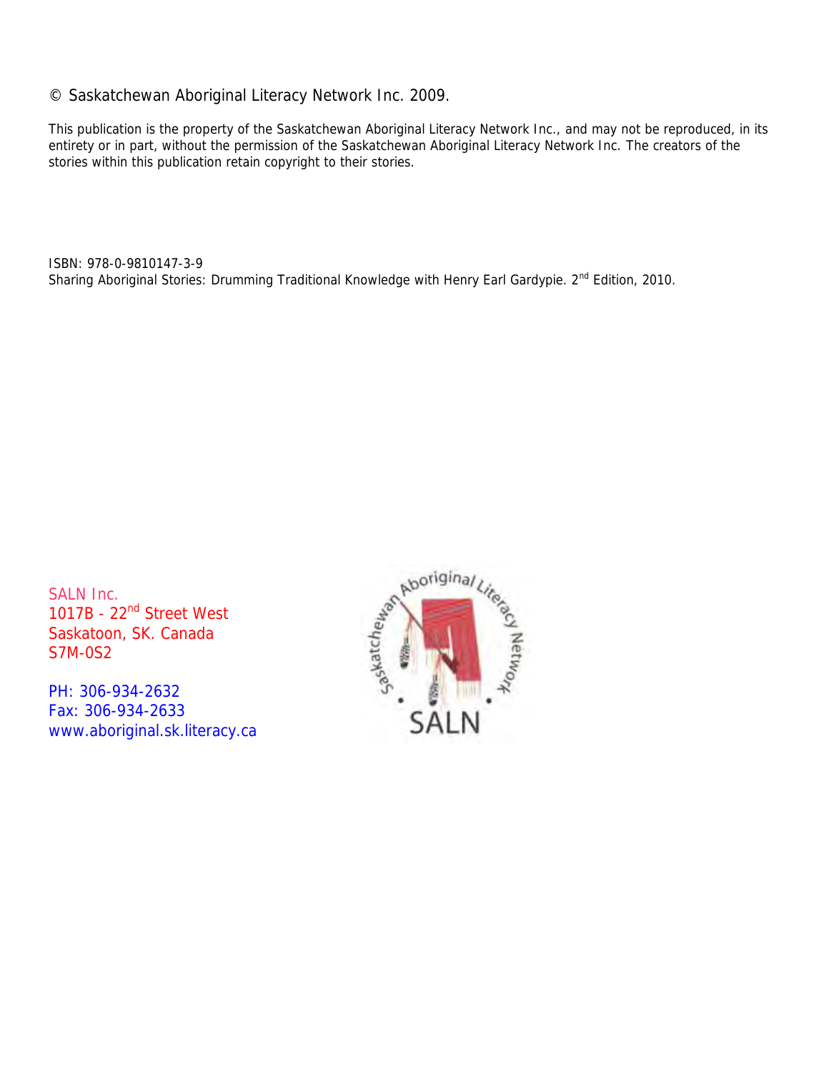© Saskatchewan Aboriginal Literacy Network Inc. 2009.

This publication is the property of the Saskatchewan Aboriginal Literacy Network Inc., and may not be reproduced, in its entirety or in part, without the permission of the Saskatchewan Aboriginal Literacy Network Inc. The creators of the stories within this publication retain copyright to their stories.

ISBN: 978-0-9810147-3-9
Sharing Aboriginal Stories: Drumming Traditional Knowledge with Henry Earl Gardypie. 2nd Edition, 2010.

SALN Inc.
1017B - 22nd Street West
Saskatoon, SK. Canada
S7M-0S2

PH: 306-934-2632
Fax: 306-934-2633
www.aboriginal.sk.literacy.ca

Saskatchewan Aboriginal Literacy Network
SALN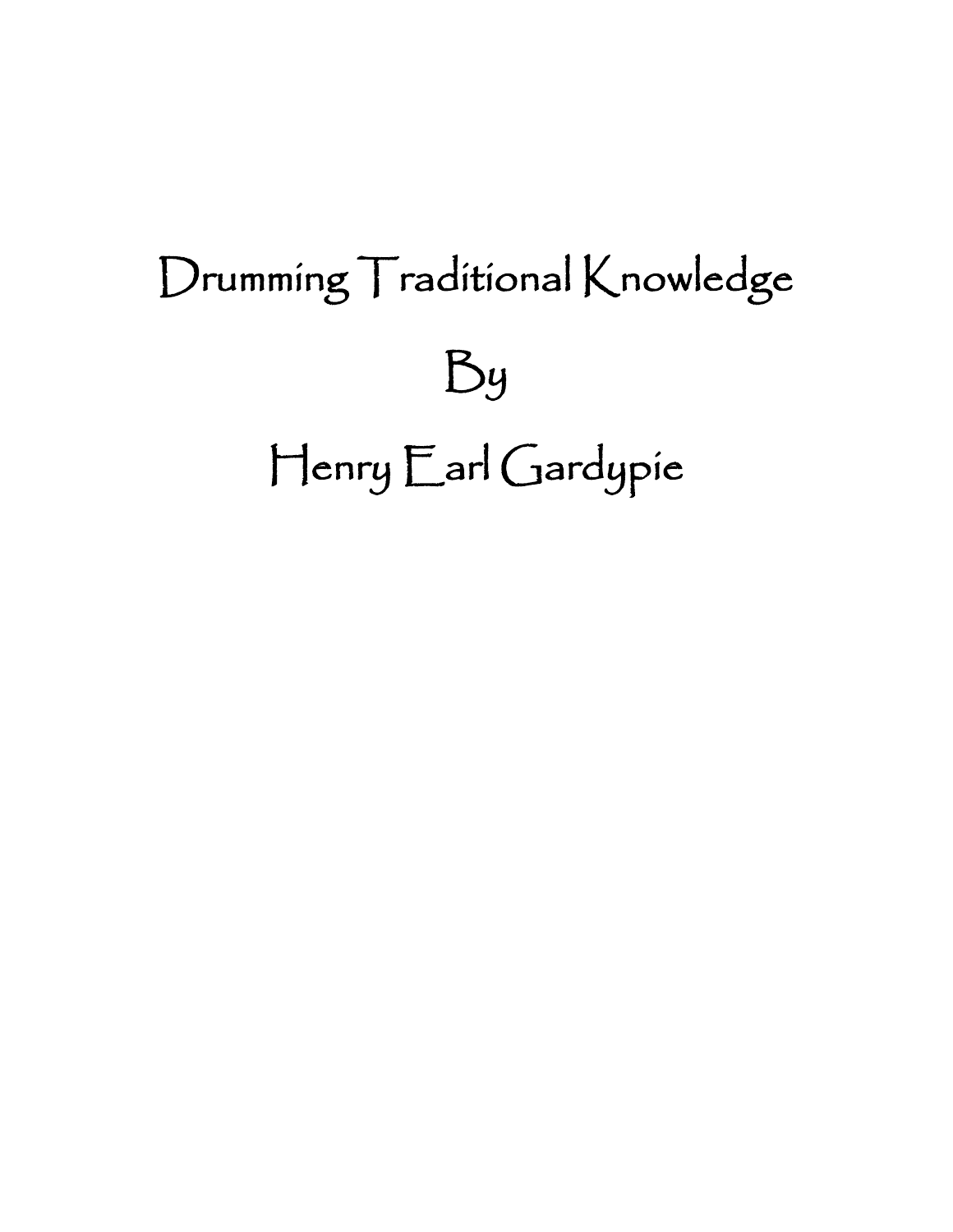# Drumming Traditional Knowledge

## By

## Henry Earl Gardypie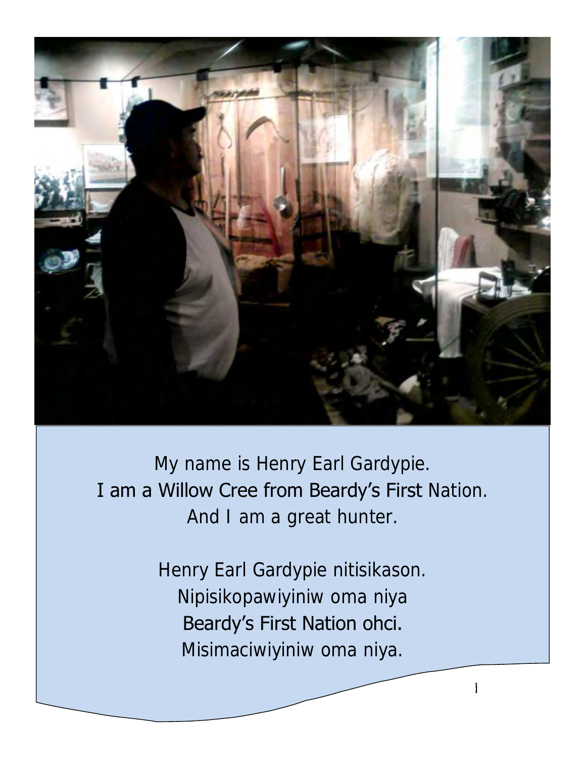My name is Henry Earl Gardypie.
I am a Willow Cree from Beardy's First Nation.
And I am a great hunter.

Henry Earl Gardypie nitisikason.
Nipisikopawiyiniw oma niya
Beardy's First Nation ohci.
Misimaciwiyiniw oma niya.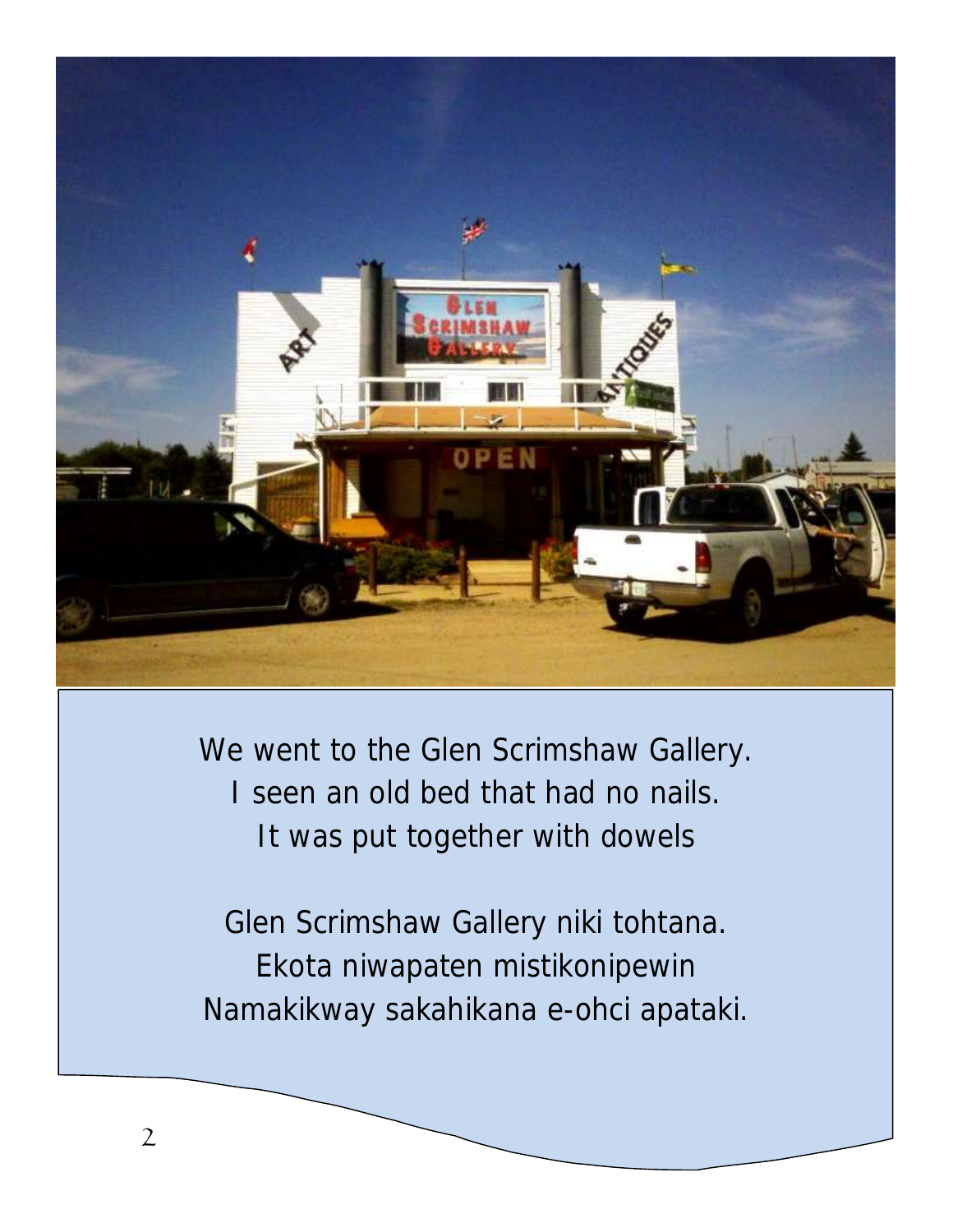We went to the Glen Scrimshaw Gallery.
I seen an old bed that had no nails.
It was put together with dowels

Glen Scrimshaw Gallery niki tohtana.
Ekota niwapaten mistikonipewin
Namakikway sakahikana e-ohci apataki.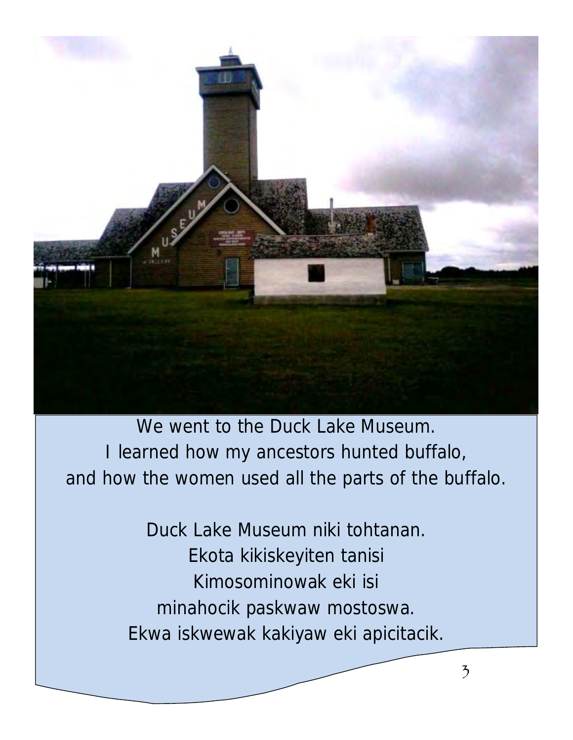We went to the Duck Lake Museum.
I learned how my ancestors hunted buffalo,
and how the women used all the parts of the buffalo.

Duck Lake Museum niki tohtanan.
Ekota kikiskeyiten tanisi
Kimosominowak eki isi
minahocik paskwaw mostoswa.
Ekwa iskwewak kakiyaw eki apicitacik.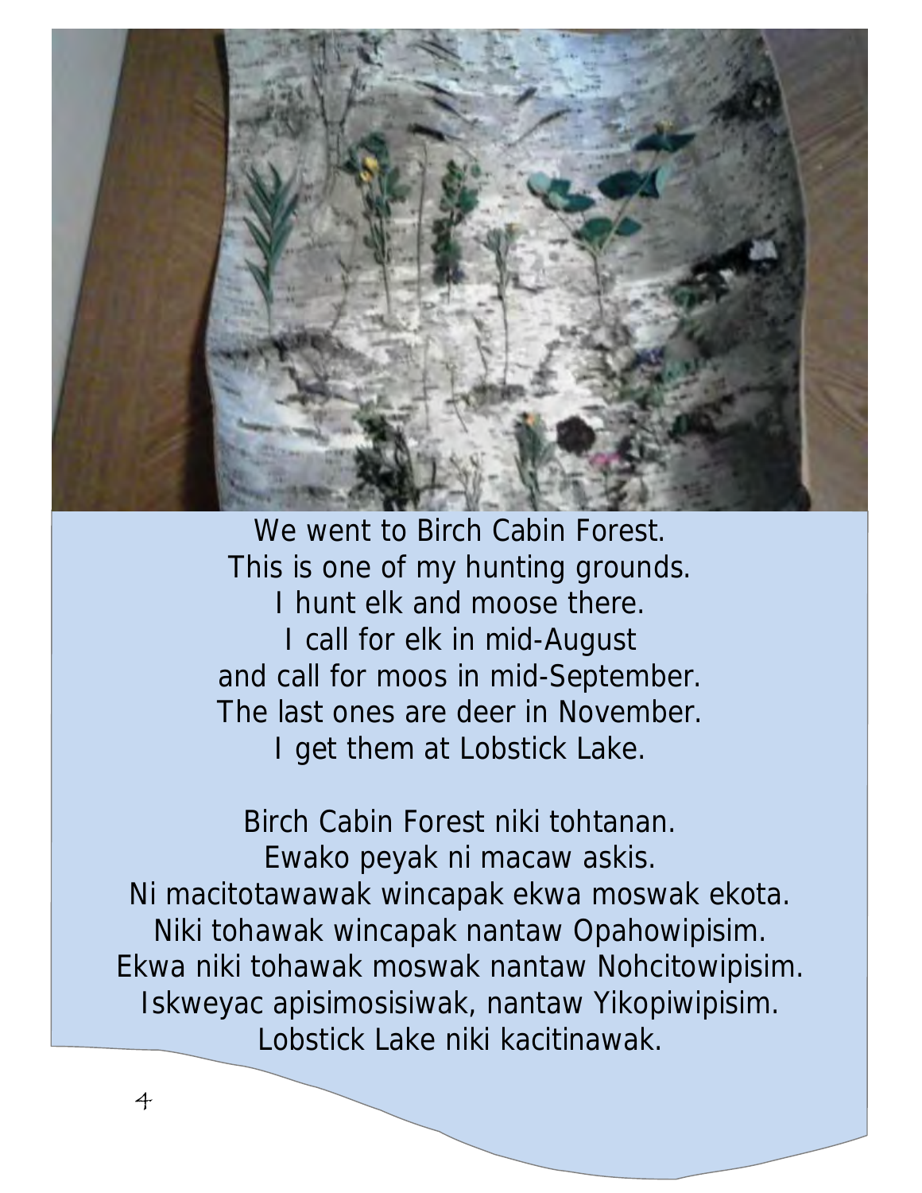We went to Birch Cabin Forest.
This is one of my hunting grounds.
I hunt elk and moose there.
I call for elk in mid-August
and call for moos in mid-September.
The last ones are deer in November.
I get them at Lobstick Lake.

Birch Cabin Forest niki tohtanan.
Ewako peyak ni macaw askis.
Ni macitotawawak wincapak ekwa moswak ekota.
Niki tohawak wincapak nantaw Opahowipisim.
Ekwa niki tohawak moswak nantaw Nohcitowipisim.
Iskweyac apisimosisiwak, nantaw Yikopiwipisim.
Lobstick Lake niki kacitinawak.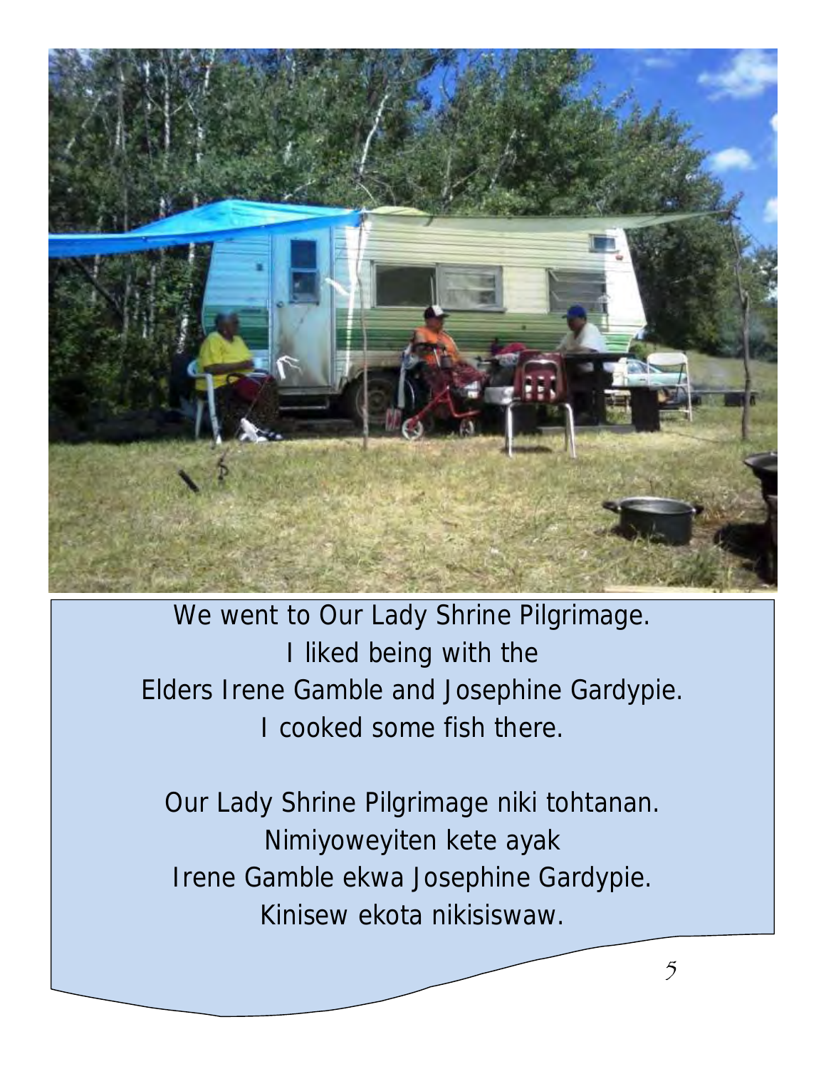We went to Our Lady Shrine Pilgrimage.
I liked being with the
Elders Irene Gamble and Josephine Gardypie.
I cooked some fish there.

Our Lady Shrine Pilgrimage niki tohtanan.
Nimiyoweyiten kete ayak
Irene Gamble ekwa Josephine Gardypie.
Kinisew ekota nikisiswaw.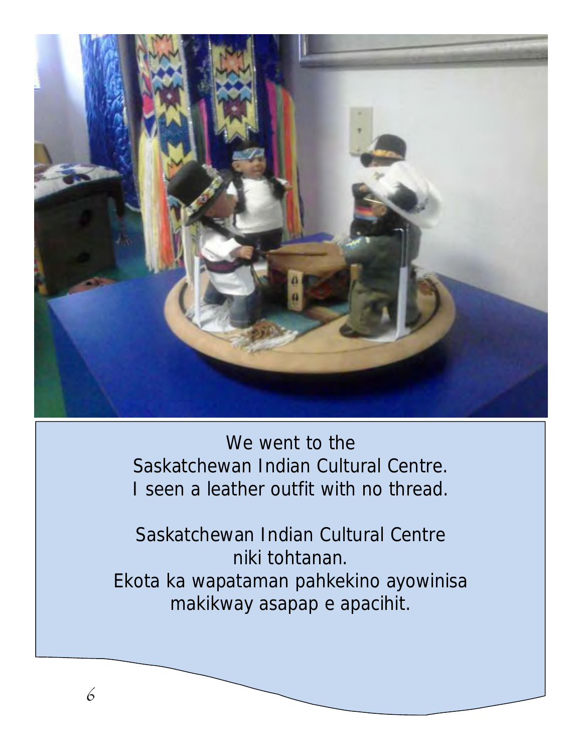We went to the
Saskatchewan Indian Cultural Centre.
I seen a leather outfit with no thread.

Saskatchewan Indian Cultural Centre
niki tohtanan.
Ekota ka wapataman pahkekino ayowinisa
makikway asapap e apacihit.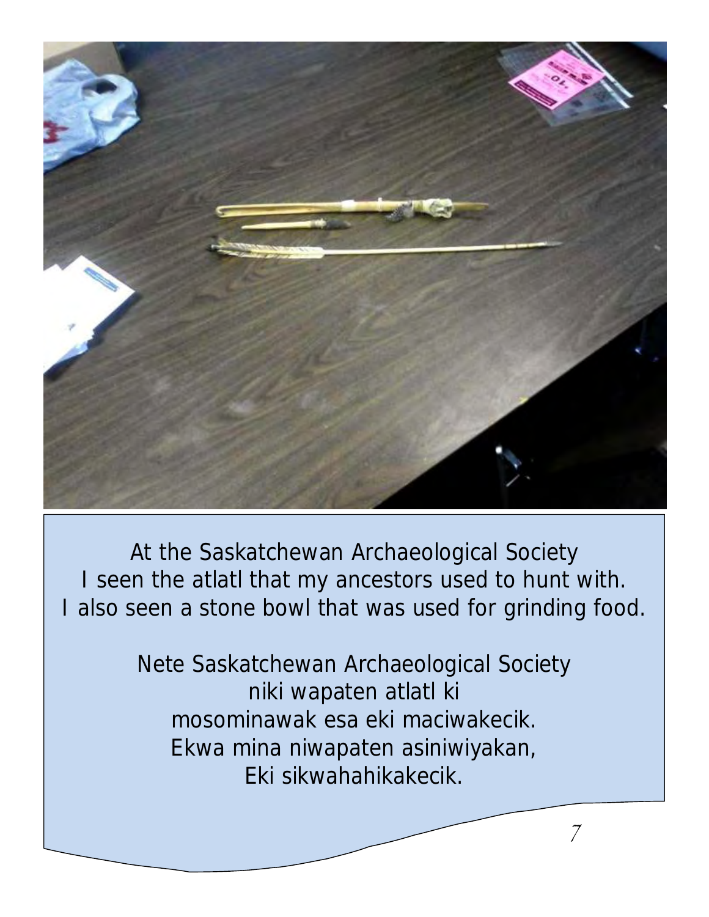At the Saskatchewan Archaeological Society
I seen the atlatl that my ancestors used to hunt with.
I also seen a stone bowl that was used for grinding food.

Nete Saskatchewan Archaeological Society
niki wapaten atlatl ki
mosominawak esa eki maciwakecik.
Ekwa mina niwapaten asiniwiyakan,
Eki sikwahahikakecik.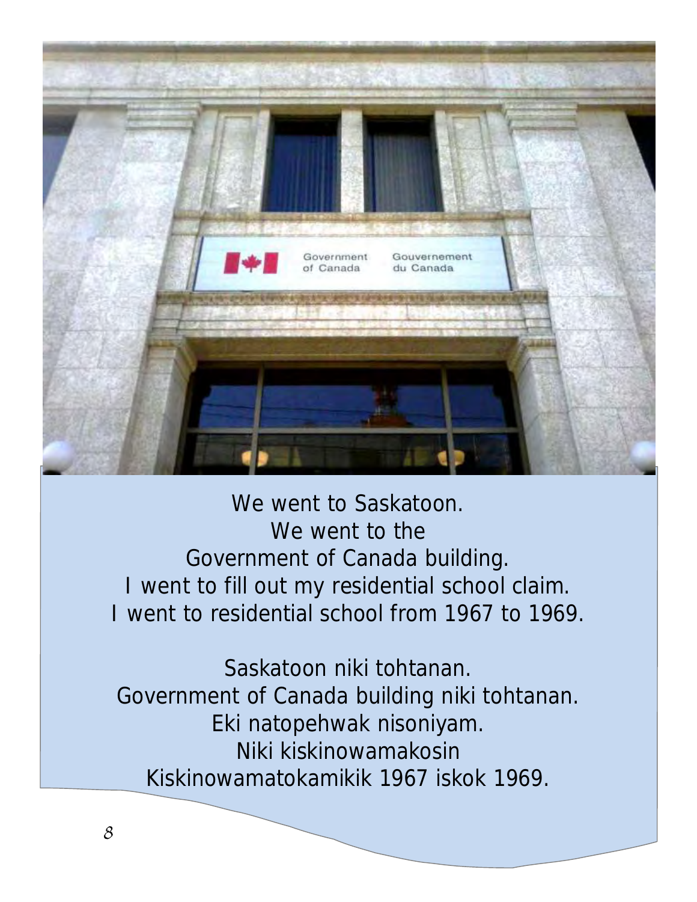We went to Saskatoon.
We went to the
Government of Canada building.
I went to fill out my residential school claim.
I went to residential school from 1967 to 1969.

Saskatoon niki tohtanan.
Government of Canada building niki tohtanan.
Eki natopehwak nisoniyam.
Niki kiskinowamakosin
Kiskinowamatokamikik 1967 iskok 1969.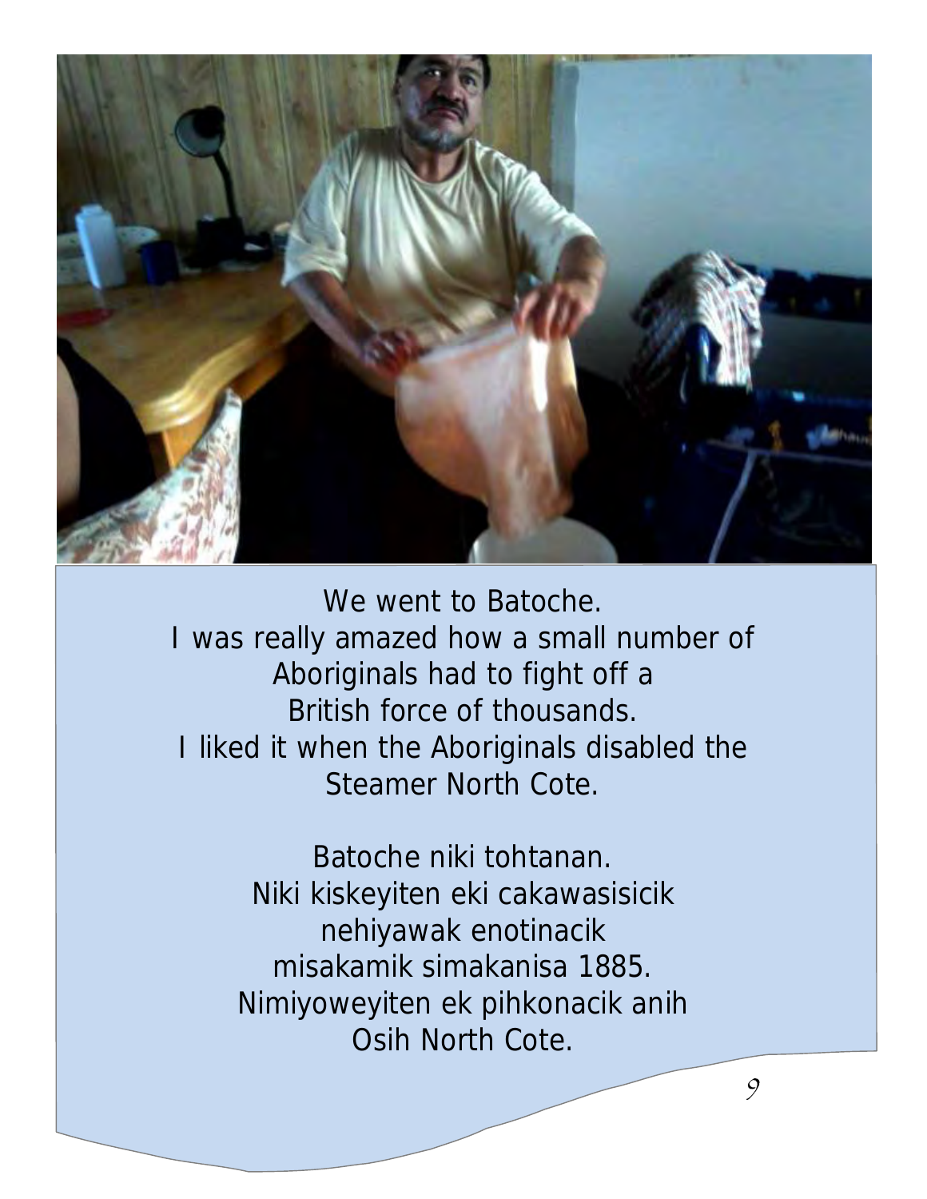We went to Batoche.
I was really amazed how a small number of Aboriginals had to fight off a British force of thousands.
I liked it when the Aboriginals disabled the Steamer North Cote.

Batoche niki tohtanan.
Niki kiskeyiten eki cakawasisicik nehiyawak enotinacik misakamik simakanisa 1885.
Nimiyoweyiten ek pihkonacik anih Osih North Cote.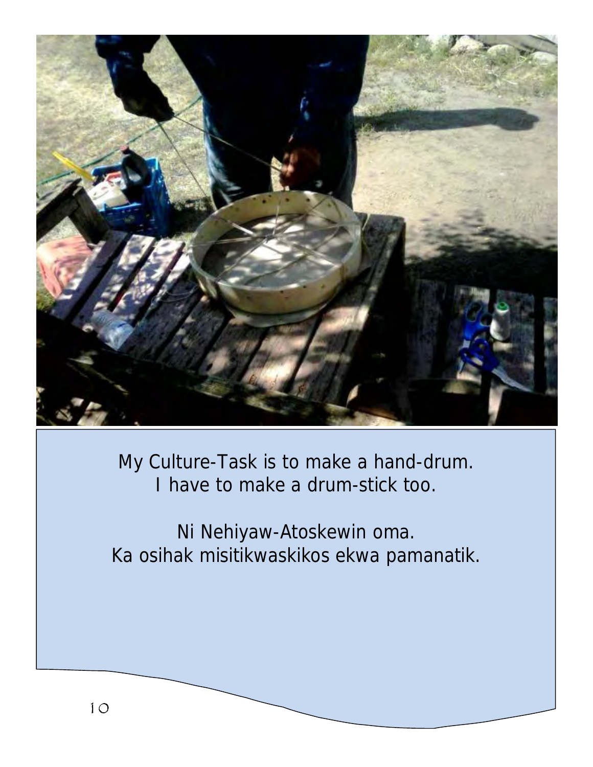My Culture-Task is to make a hand-drum.
I have to make a drum-stick too.

Ni Nehiyaw-Atoskewin oma.
Ka osihak misitikwaskikos ekwa pamanatik.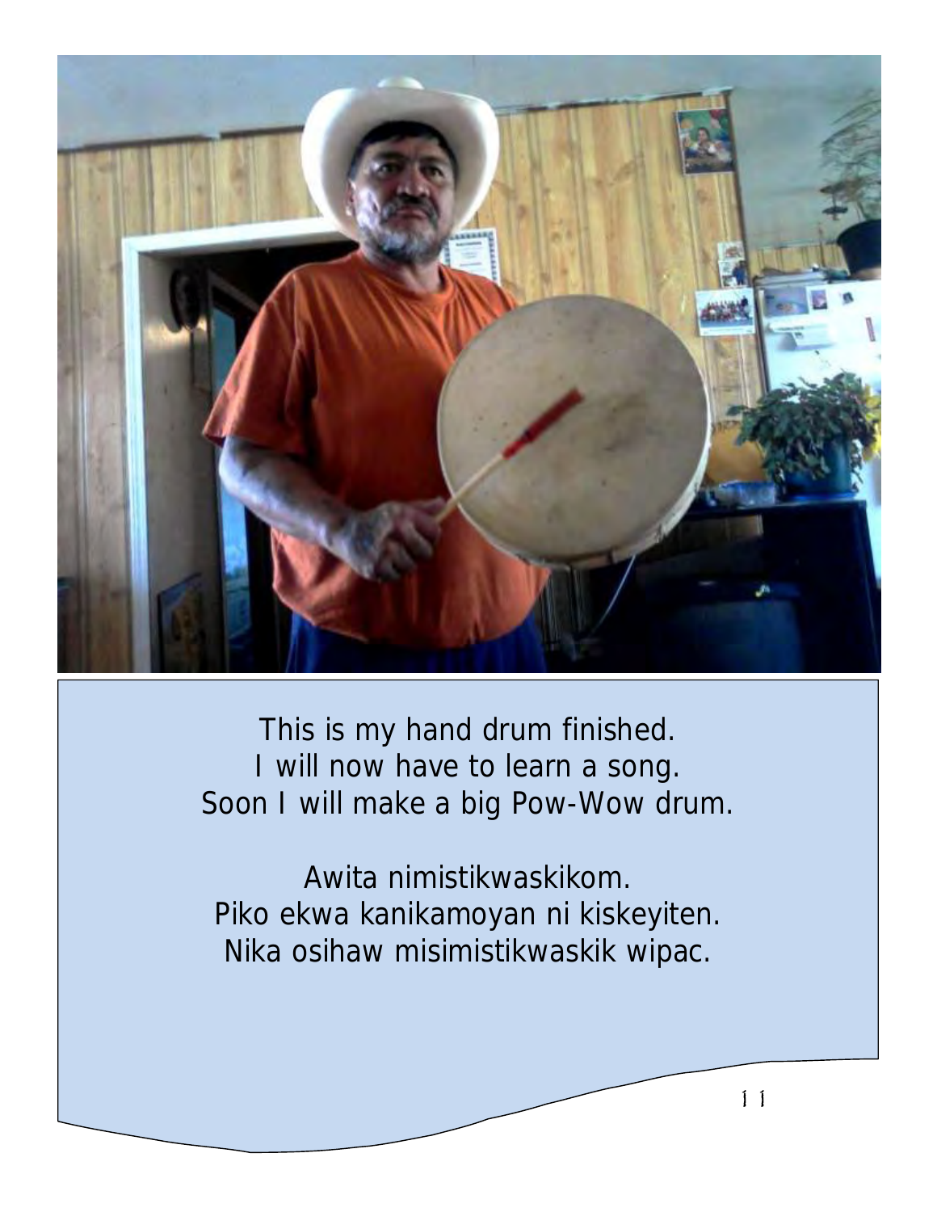This is my hand drum finished.
I will now have to learn a song.
Soon I will make a big Pow-Wow drum.

Awita nimistikwaskikom.
Piko ekwa kanikamoyan ni kiskeyiten.
Nika osihaw misimistikwaskik wipac.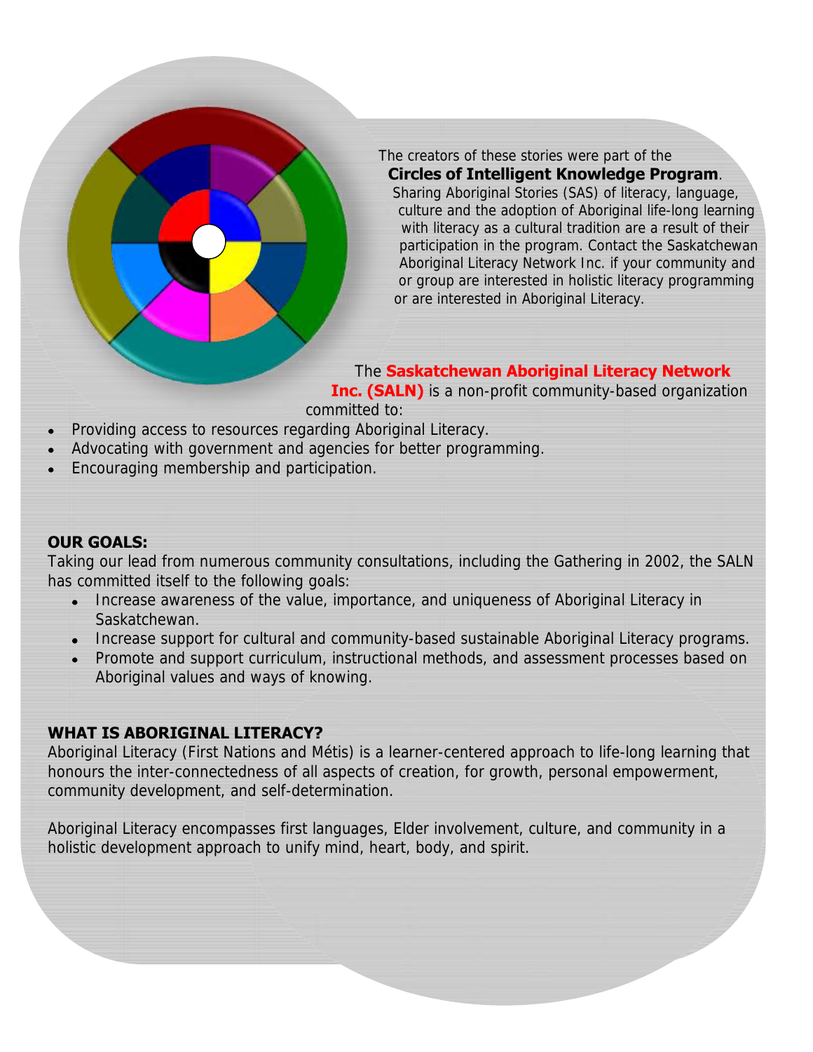The creators of these stories were part of the **Circles of Intelligent Knowledge Program**. Sharing Aboriginal Stories (SAS) of literacy, language, culture and the adoption of Aboriginal life-long learning with literacy as a cultural tradition are a result of their participation in the program. Contact the Saskatchewan Aboriginal Literacy Network Inc. if your community and or group are interested in holistic literacy programming or are interested in Aboriginal Literacy.

The **Saskatchewan Aboriginal Literacy Network Inc. (SALN)** is a non-profit community-based organization committed to:

- Providing access to resources regarding Aboriginal Literacy.
- Advocating with government and agencies for better programming.
- Encouraging membership and participation.

**OUR GOALS:**

Taking our lead from numerous community consultations, including the Gathering in 2002, the SALN has committed itself to the following goals:

- Increase awareness of the value, importance, and uniqueness of Aboriginal Literacy in Saskatchewan.
- Increase support for cultural and community-based sustainable Aboriginal Literacy programs.
- Promote and support curriculum, instructional methods, and assessment processes based on Aboriginal values and ways of knowing.

**WHAT IS ABORIGINAL LITERACY?**

Aboriginal Literacy (First Nations and Métis) is a learner-centered approach to life-long learning that honours the inter-connectedness of all aspects of creation, for growth, personal empowerment, community development, and self-determination.

Aboriginal Literacy encompasses first languages, Elder involvement, culture, and community in a holistic development approach to unify mind, heart, body, and spirit.